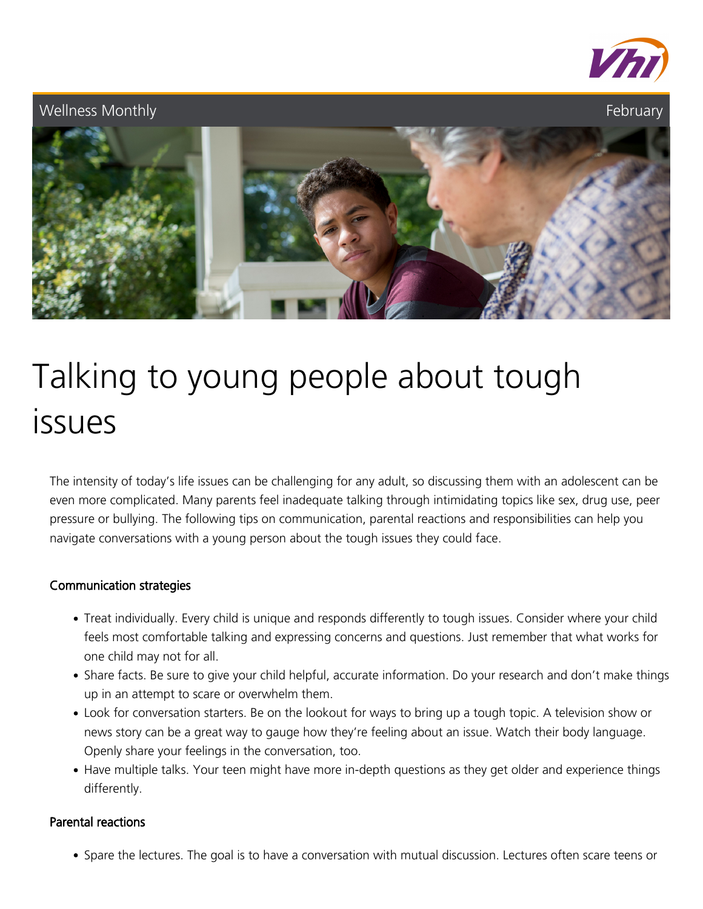Wellness Monthly

February

# Talking to young people about tough issues

The intensity of today's life issues can be challenging for any adult, so discussing them with an adolescent can be even more complicated. Many parents feel inadequate talking through intimidating topics like sex, drug use, peer pressure or bullying. The following tips on communication, parental reactions and responsibilities can help you navigate conversations with a young person about the tough issues they could face.

### Communication strategies

- Treat individually. Every child is unique and responds differently to tough issues. Consider where your child feels most comfortable talking and expressing concerns and questions. Just remember that what works for one child may not for all.
- Share facts. Be sure to give your child helpful, accurate information. Do your research and don't make things up in an attempt to scare or overwhelm them.
- Look for conversation starters. Be on the lookout for ways to bring up a tough topic. A television show or news story can be a great way to gauge how they're feeling about an issue. Watch their body language. Openly share your feelings in the conversation, too.
- Have multiple talks. Your teen might have more in-depth questions as they get older and experience things differently.

### Parental reactions

- Spare the lectures. The goal is to have a conversation with mutual discussion. Lectures often scare teens or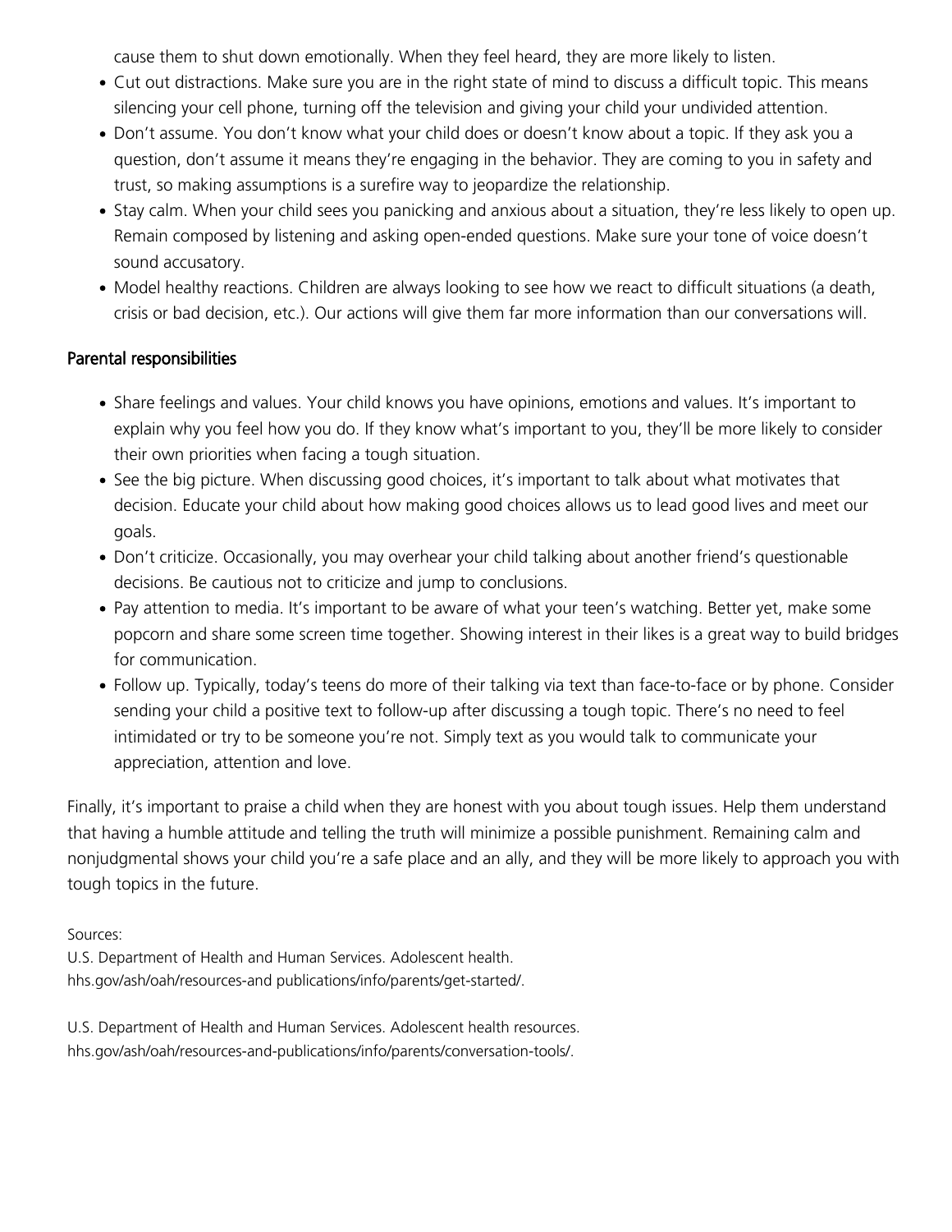cause them to shut down emotionally. When they feel heard, they are more likely to listen.

- Cut out distractions. Make sure you are in the right state of mind to discuss a difficult topic. This means silencing your cell phone, turning off the television and giving your child your undivided attention.
- Don't assume. You don't know what your child does or doesn't know about a topic. If they ask you a question, don't assume it means they're engaging in the behavior. They are coming to you in safety and trust, so making assumptions is a surefire way to jeopardize the relationship.
- Stay calm. When your child sees you panicking and anxious about a situation, they're less likely to open up. Remain composed by listening and asking open-ended questions. Make sure your tone of voice doesn't sound accusatory.
- Model healthy reactions. Children are always looking to see how we react to difficult situations (a death, crisis or bad decision, etc.). Our actions will give them far more information than our conversations will.

## Parental responsibilities

- Share feelings and values. Your child knows you have opinions, emotions and values. It's important to explain why you feel how you do. If they know what's important to you, they'll be more likely to consider their own priorities when facing a tough situation.
- See the big picture. When discussing good choices, it's important to talk about what motivates that decision. Educate your child about how making good choices allows us to lead good lives and meet our goals.
- Don't criticize. Occasionally, you may overhear your child talking about another friend's questionable decisions. Be cautious not to criticize and jump to conclusions.
- Pay attention to media. It's important to be aware of what your teen's watching. Better yet, make some popcorn and share some screen time together. Showing interest in their likes is a great way to build bridges for communication.
- Follow up. Typically, today's teens do more of their talking via text than face-to-face or by phone. Consider sending your child a positive text to follow-up after discussing a tough topic. There's no need to feel intimidated or try to be someone you're not. Simply text as you would talk to communicate your appreciation, attention and love.

Finally, it's important to praise a child when they are honest with you about tough issues. Help them understand that having a humble attitude and telling the truth will minimize a possible punishment. Remaining calm and nonjudgmental shows your child you're a safe place and an ally, and they will be more likely to approach you with tough topics in the future.

Sources:
U.S. Department of Health and Human Services. Adolescent health.
hhs.gov/ash/oah/resources-and publications/info/parents/get-started/.

U.S. Department of Health and Human Services. Adolescent health resources.
hhs.gov/ash/oah/resources-and-publications/info/parents/conversation-tools/.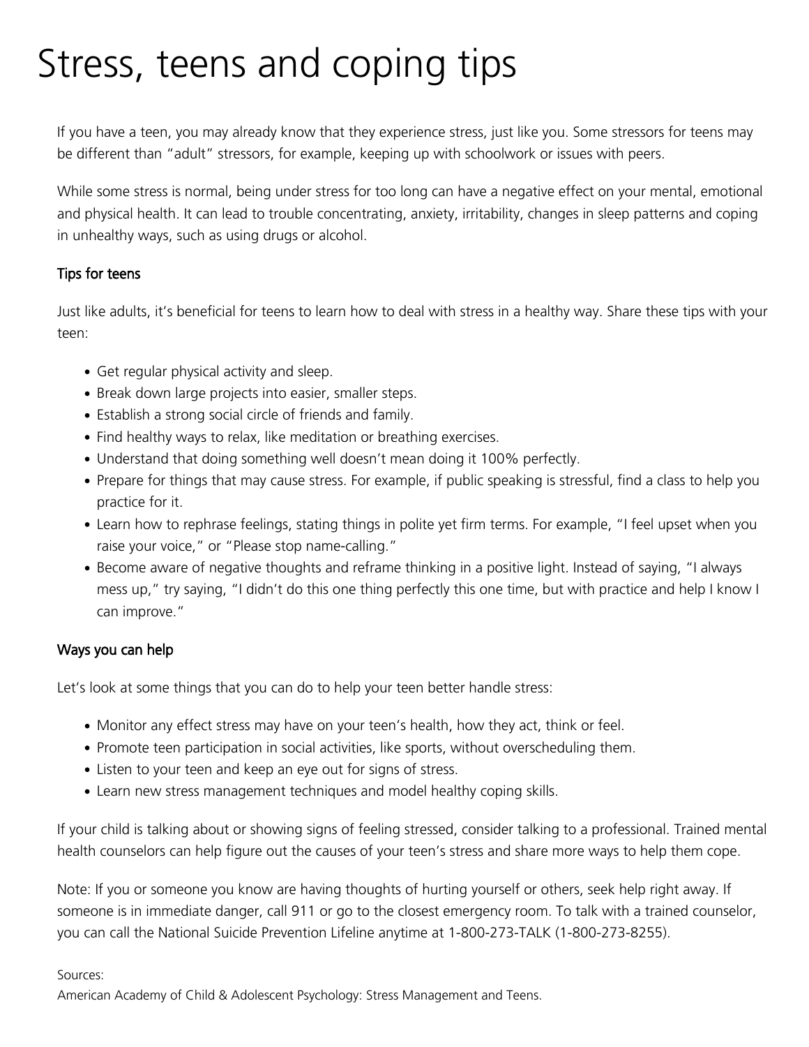# Stress, teens and coping tips

If you have a teen, you may already know that they experience stress, just like you. Some stressors for teens may be different than "adult" stressors, for example, keeping up with schoolwork or issues with peers.

While some stress is normal, being under stress for too long can have a negative effect on your mental, emotional and physical health. It can lead to trouble concentrating, anxiety, irritability, changes in sleep patterns and coping in unhealthy ways, such as using drugs or alcohol.

## Tips for teens

Just like adults, it's beneficial for teens to learn how to deal with stress in a healthy way. Share these tips with your teen:

- Get regular physical activity and sleep.
- Break down large projects into easier, smaller steps.
- Establish a strong social circle of friends and family.
- Find healthy ways to relax, like meditation or breathing exercises.
- Understand that doing something well doesn't mean doing it 100% perfectly.
- Prepare for things that may cause stress. For example, if public speaking is stressful, find a class to help you practice for it.
- Learn how to rephrase feelings, stating things in polite yet firm terms. For example, "I feel upset when you raise your voice," or "Please stop name-calling."
- Become aware of negative thoughts and reframe thinking in a positive light. Instead of saying, "I always mess up," try saying, "I didn't do this one thing perfectly this one time, but with practice and help I know I can improve."

## Ways you can help

Let's look at some things that you can do to help your teen better handle stress:

- Monitor any effect stress may have on your teen's health, how they act, think or feel.
- Promote teen participation in social activities, like sports, without overscheduling them.
- Listen to your teen and keep an eye out for signs of stress.
- Learn new stress management techniques and model healthy coping skills.

If your child is talking about or showing signs of feeling stressed, consider talking to a professional. Trained mental health counselors can help figure out the causes of your teen's stress and share more ways to help them cope.

Note: If you or someone you know are having thoughts of hurting yourself or others, seek help right away. If someone is in immediate danger, call 911 or go to the closest emergency room. To talk with a trained counselor, you can call the National Suicide Prevention Lifeline anytime at 1-800-273-TALK (1-800-273-8255).

Sources:
American Academy of Child & Adolescent Psychology: Stress Management and Teens.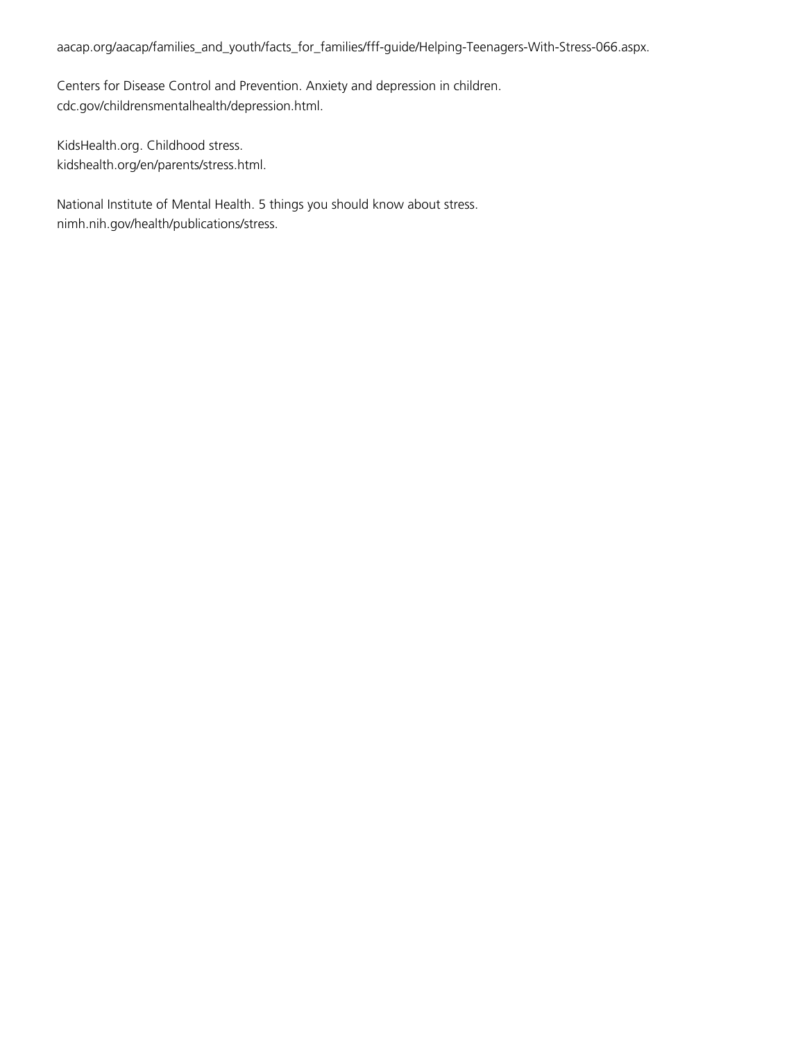aacap.org/aacap/families_and_youth/facts_for_families/fff-guide/Helping-Teenagers-With-Stress-066.aspx.

Centers for Disease Control and Prevention. Anxiety and depression in children.
cdc.gov/childrensmentalhealth/depression.html.

KidsHealth.org. Childhood stress.
kidshealth.org/en/parents/stress.html.

National Institute of Mental Health. 5 things you should know about stress.
nimh.nih.gov/health/publications/stress.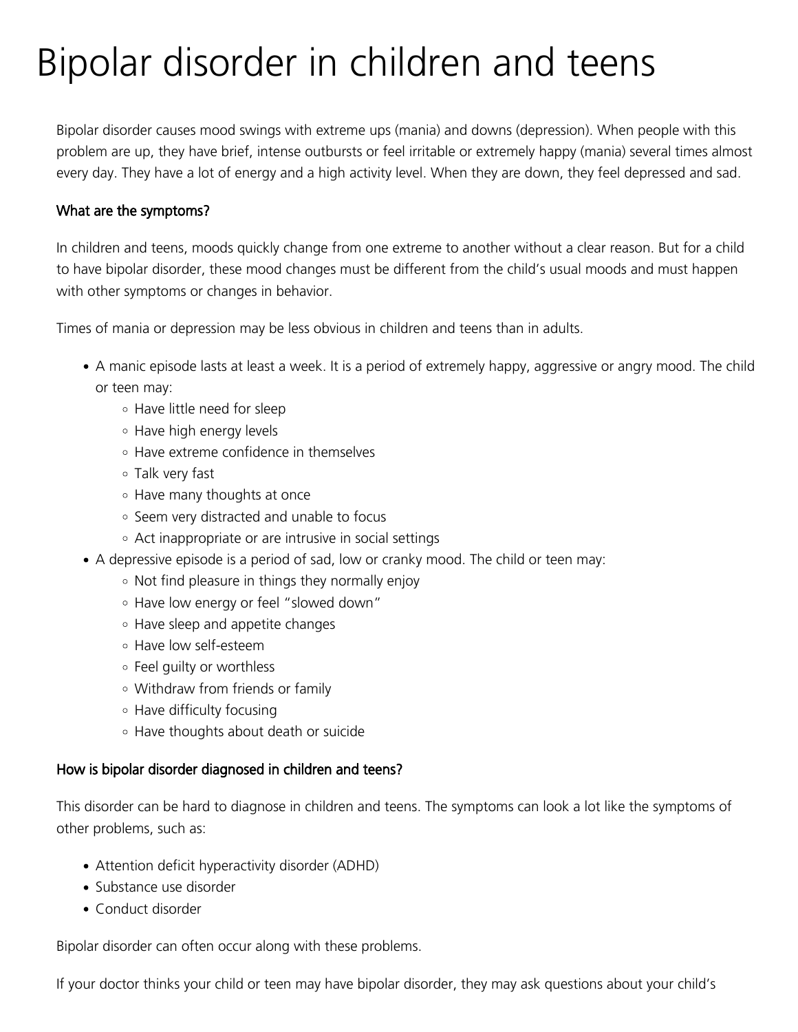# Bipolar disorder in children and teens

Bipolar disorder causes mood swings with extreme ups (mania) and downs (depression). When people with this problem are up, they have brief, intense outbursts or feel irritable or extremely happy (mania) several times almost every day. They have a lot of energy and a high activity level. When they are down, they feel depressed and sad.

#### What are the symptoms?

In children and teens, moods quickly change from one extreme to another without a clear reason. But for a child to have bipolar disorder, these mood changes must be different from the child's usual moods and must happen with other symptoms or changes in behavior.

Times of mania or depression may be less obvious in children and teens than in adults.

- A manic episode lasts at least a week. It is a period of extremely happy, aggressive or angry mood. The child or teen may:
  - Have little need for sleep
  - Have high energy levels
  - Have extreme confidence in themselves
  - Talk very fast
  - Have many thoughts at once
  - Seem very distracted and unable to focus
  - Act inappropriate or are intrusive in social settings
- A depressive episode is a period of sad, low or cranky mood. The child or teen may:
  - Not find pleasure in things they normally enjoy
  - Have low energy or feel "slowed down"
  - Have sleep and appetite changes
  - Have low self-esteem
  - Feel guilty or worthless
  - Withdraw from friends or family
  - Have difficulty focusing
  - Have thoughts about death or suicide

#### How is bipolar disorder diagnosed in children and teens?

This disorder can be hard to diagnose in children and teens. The symptoms can look a lot like the symptoms of other problems, such as:

- Attention deficit hyperactivity disorder (ADHD)
- Substance use disorder
- Conduct disorder

Bipolar disorder can often occur along with these problems.

If your doctor thinks your child or teen may have bipolar disorder, they may ask questions about your child's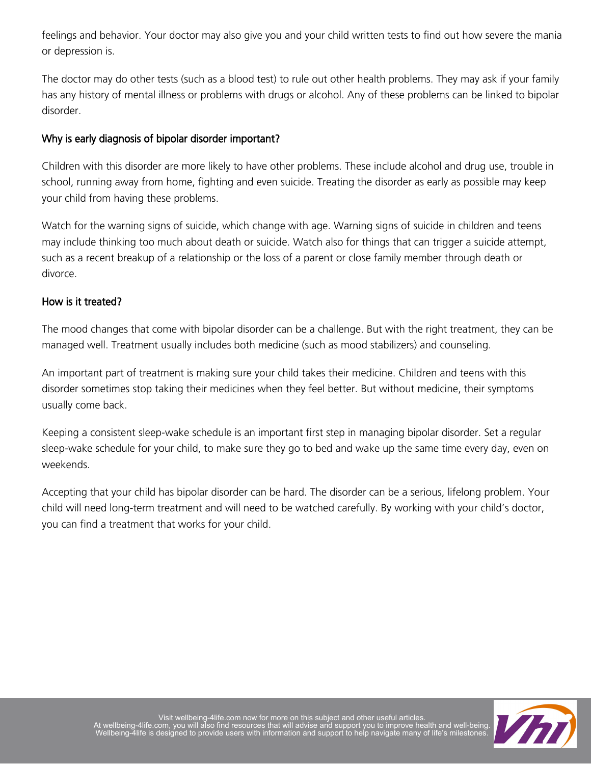feelings and behavior. Your doctor may also give you and your child written tests to find out how severe the mania or depression is.

The doctor may do other tests (such as a blood test) to rule out other health problems. They may ask if your family has any history of mental illness or problems with drugs or alcohol. Any of these problems can be linked to bipolar disorder.

### Why is early diagnosis of bipolar disorder important?

Children with this disorder are more likely to have other problems. These include alcohol and drug use, trouble in school, running away from home, fighting and even suicide. Treating the disorder as early as possible may keep your child from having these problems.

Watch for the warning signs of suicide, which change with age. Warning signs of suicide in children and teens may include thinking too much about death or suicide. Watch also for things that can trigger a suicide attempt, such as a recent breakup of a relationship or the loss of a parent or close family member through death or divorce.

### How is it treated?

The mood changes that come with bipolar disorder can be a challenge. But with the right treatment, they can be managed well. Treatment usually includes both medicine (such as mood stabilizers) and counseling.

An important part of treatment is making sure your child takes their medicine. Children and teens with this disorder sometimes stop taking their medicines when they feel better. But without medicine, their symptoms usually come back.

Keeping a consistent sleep-wake schedule is an important first step in managing bipolar disorder. Set a regular sleep-wake schedule for your child, to make sure they go to bed and wake up the same time every day, even on weekends.

Accepting that your child has bipolar disorder can be hard. The disorder can be a serious, lifelong problem. Your child will need long-term treatment and will need to be watched carefully. By working with your child's doctor, you can find a treatment that works for your child.